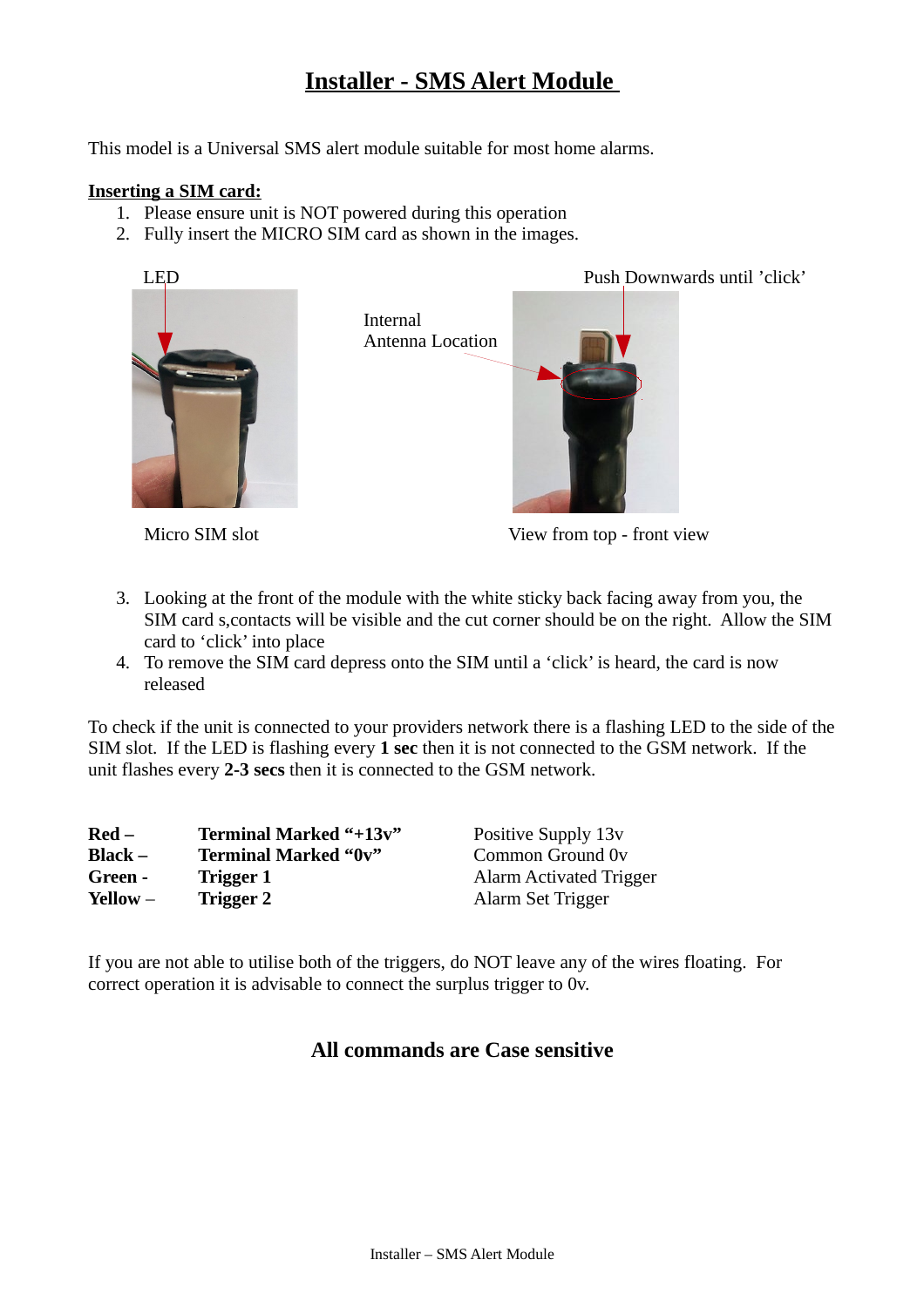# Installer - SMS Alert Module

This model is a Universal SMS alert module suitable for most home alarms.

**Inserting a SIM card:**

1. Please ensure unit is NOT powered during this operation
2. Fully insert the MICRO SIM card as shown in the images.

LED

Push Downwards until 'click'

Internal Antenna Location

Micro SIM slot

View from top - front view

3. Looking at the front of the module with the white sticky back facing away from you, the SIM card s,contacts will be visible and the cut corner should be on the right. Allow the SIM card to 'click' into place
4. To remove the SIM card depress onto the SIM until a 'click' is heard, the card is now released

To check if the unit is connected to your providers network there is a flashing LED to the side of the SIM slot. If the LED is flashing every **1 sec** then it is not connected to the GSM network. If the unit flashes every **2-3 secs** then it is connected to the GSM network.

| | | |
|---|---|---|
| **Red –** | **Terminal Marked "+13v"** | Positive Supply 13v |
| **Black –** | **Terminal Marked "0v"** | Common Ground 0v |
| **Green -** | **Trigger 1** | Alarm Activated Trigger |
| **Yellow** – | **Trigger 2** | Alarm Set Trigger |

If you are not able to utilise both of the triggers, do NOT leave any of the wires floating. For correct operation it is advisable to connect the surplus trigger to 0v.

## All commands are Case sensitive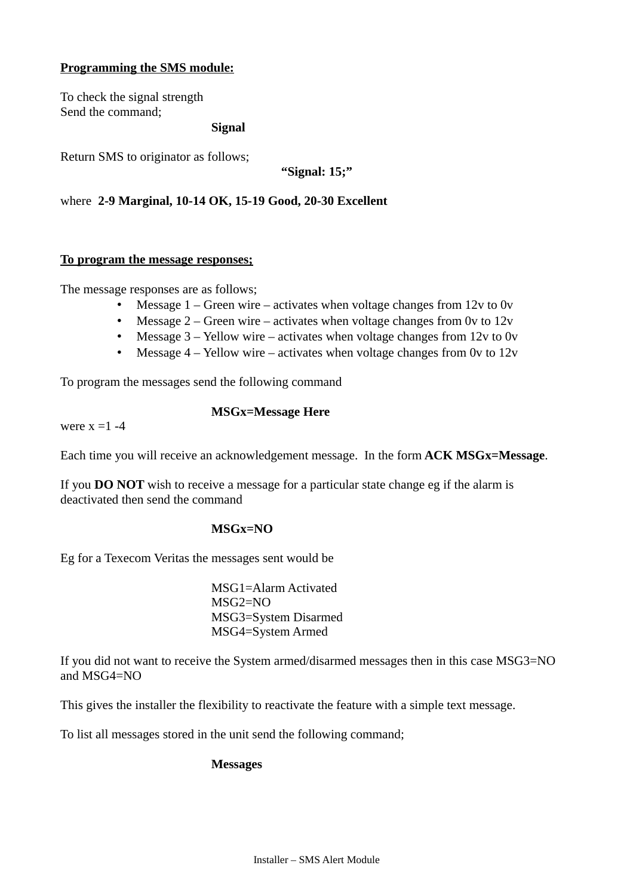**<u>Programming the SMS module:</u>**

To check the signal strength
Send the command;

**Signal**

Return SMS to originator as follows;

**“Signal: 15;”**

where **2-9 Marginal, 10-14 OK, 15-19 Good, 20-30 Excellent**

**<u>To program the message responses;</u>**

The message responses are as follows;

- Message 1 – Green wire – activates when voltage changes from 12v to 0v
- Message 2 – Green wire – activates when voltage changes from 0v to 12v
- Message 3 – Yellow wire – activates when voltage changes from 12v to 0v
- Message 4 – Yellow wire – activates when voltage changes from 0v to 12v

To program the messages send the following command

**MSGx=Message Here**

were x =1 -4

Each time you will receive an acknowledgement message. In the form **ACK MSGx=Message**.

If you **DO NOT** wish to receive a message for a particular state change eg if the alarm is deactivated then send the command

**MSGx=NO**

Eg for a Texecom Veritas the messages sent would be

MSG1=Alarm Activated
MSG2=NO
MSG3=System Disarmed
MSG4=System Armed

If you did not want to receive the System armed/disarmed messages then in this case MSG3=NO and MSG4=NO

This gives the installer the flexibility to reactivate the feature with a simple text message.

To list all messages stored in the unit send the following command;

**Messages**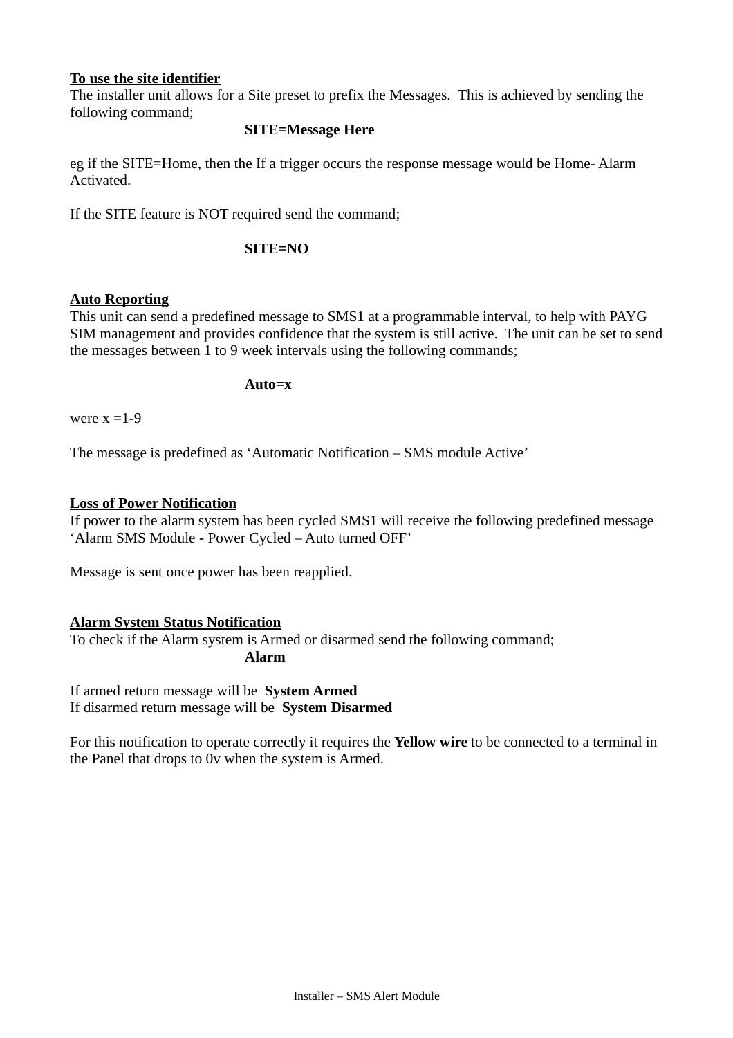**To use the site identifier**

The installer unit allows for a Site preset to prefix the Messages. This is achieved by sending the following command;

**SITE=Message Here**

eg if the SITE=Home, then the If a trigger occurs the response message would be Home- Alarm Activated.

If the SITE feature is NOT required send the command;

**SITE=NO**

**Auto Reporting**

This unit can send a predefined message to SMS1 at a programmable interval, to help with PAYG SIM management and provides confidence that the system is still active. The unit can be set to send the messages between 1 to 9 week intervals using the following commands;

**Auto=x**

were x =1-9

The message is predefined as 'Automatic Notification – SMS module Active'

**Loss of Power Notification**

If power to the alarm system has been cycled SMS1 will receive the following predefined message 'Alarm SMS Module - Power Cycled – Auto turned OFF'

Message is sent once power has been reapplied.

**Alarm System Status Notification**

To check if the Alarm system is Armed or disarmed send the following command;

**Alarm**

If armed return message will be **System Armed**
If disarmed return message will be **System Disarmed**

For this notification to operate correctly it requires the **Yellow wire** to be connected to a terminal in the Panel that drops to 0v when the system is Armed.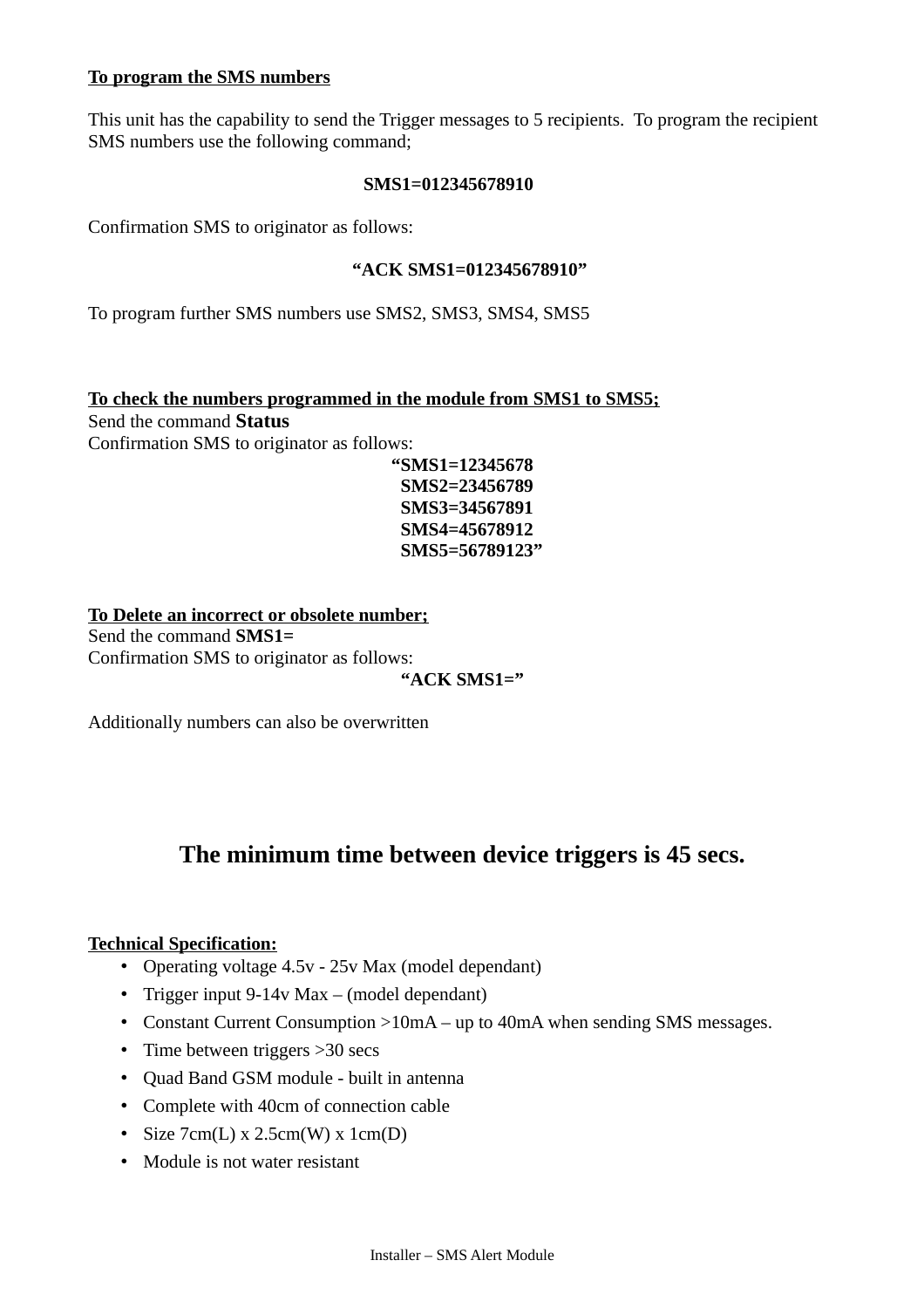**To program the SMS numbers**

This unit has the capability to send the Trigger messages to 5 recipients.  To program the recipient SMS numbers use the following command;

**SMS1=012345678910**

Confirmation SMS to originator as follows:

**“ACK SMS1=012345678910”**

To program further SMS numbers use SMS2, SMS3, SMS4, SMS5

**To check the numbers programmed in the module from SMS1 to SMS5;**

Send the command **Status**

Confirmation SMS to originator as follows:

**“SMS1=12345678**
**SMS2=23456789**
**SMS3=34567891**
**SMS4=45678912**
**SMS5=56789123”**

**To Delete an incorrect or obsolete number;**

Send the command **SMS1=**

Confirmation SMS to originator as follows:

**“ACK SMS1=”**

Additionally numbers can also be overwritten

## The minimum time between device triggers is 45 secs.

**Technical Specification:**

- Operating voltage 4.5v - 25v Max (model dependant)
- Trigger input 9-14v Max – (model dependant)
- Constant Current Consumption >10mA – up to 40mA when sending SMS messages.
- Time between triggers >30 secs
- Quad Band GSM module - built in antenna
- Complete with 40cm of connection cable
- Size 7cm(L) x 2.5cm(W) x 1cm(D)
- Module is not water resistant